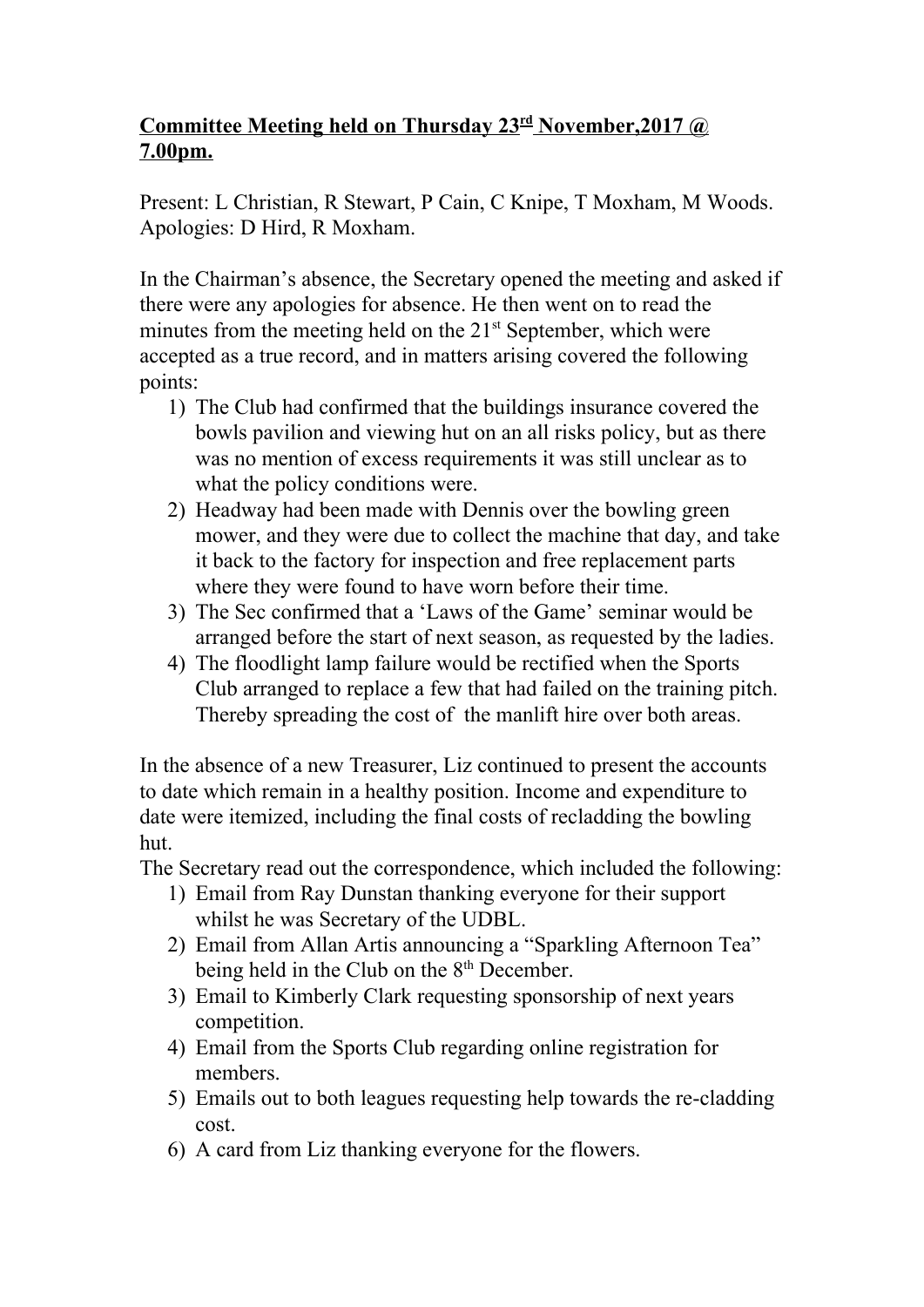**Committee Meeting held on Thursday 23rd November,2017 @ 7.00pm.**

Present: L Christian, R Stewart, P Cain, C Knipe, T Moxham, M Woods.
Apologies: D Hird, R Moxham.

In the Chairman's absence, the Secretary opened the meeting and asked if there were any apologies for absence. He then went on to read the minutes from the meeting held on the 21st September, which were accepted as a true record, and in matters arising covered the following points:

1) The Club had confirmed that the buildings insurance covered the bowls pavilion and viewing hut on an all risks policy, but as there was no mention of excess requirements it was still unclear as to what the policy conditions were.
2) Headway had been made with Dennis over the bowling green mower, and they were due to collect the machine that day, and take it back to the factory for inspection and free replacement parts where they were found to have worn before their time.
3) The Sec confirmed that a 'Laws of the Game' seminar would be arranged before the start of next season, as requested by the ladies.
4) The floodlight lamp failure would be rectified when the Sports Club arranged to replace a few that had failed on the training pitch. Thereby spreading the cost of the manlift hire over both areas.

In the absence of a new Treasurer, Liz continued to present the accounts to date which remain in a healthy position. Income and expenditure to date were itemized, including the final costs of recladding the bowling hut.

The Secretary read out the correspondence, which included the following:

1) Email from Ray Dunstan thanking everyone for their support whilst he was Secretary of the UDBL.
2) Email from Allan Artis announcing a "Sparkling Afternoon Tea" being held in the Club on the 8th December.
3) Email to Kimberly Clark requesting sponsorship of next years competition.
4) Email from the Sports Club regarding online registration for members.
5) Emails out to both leagues requesting help towards the re-cladding cost.
6) A card from Liz thanking everyone for the flowers.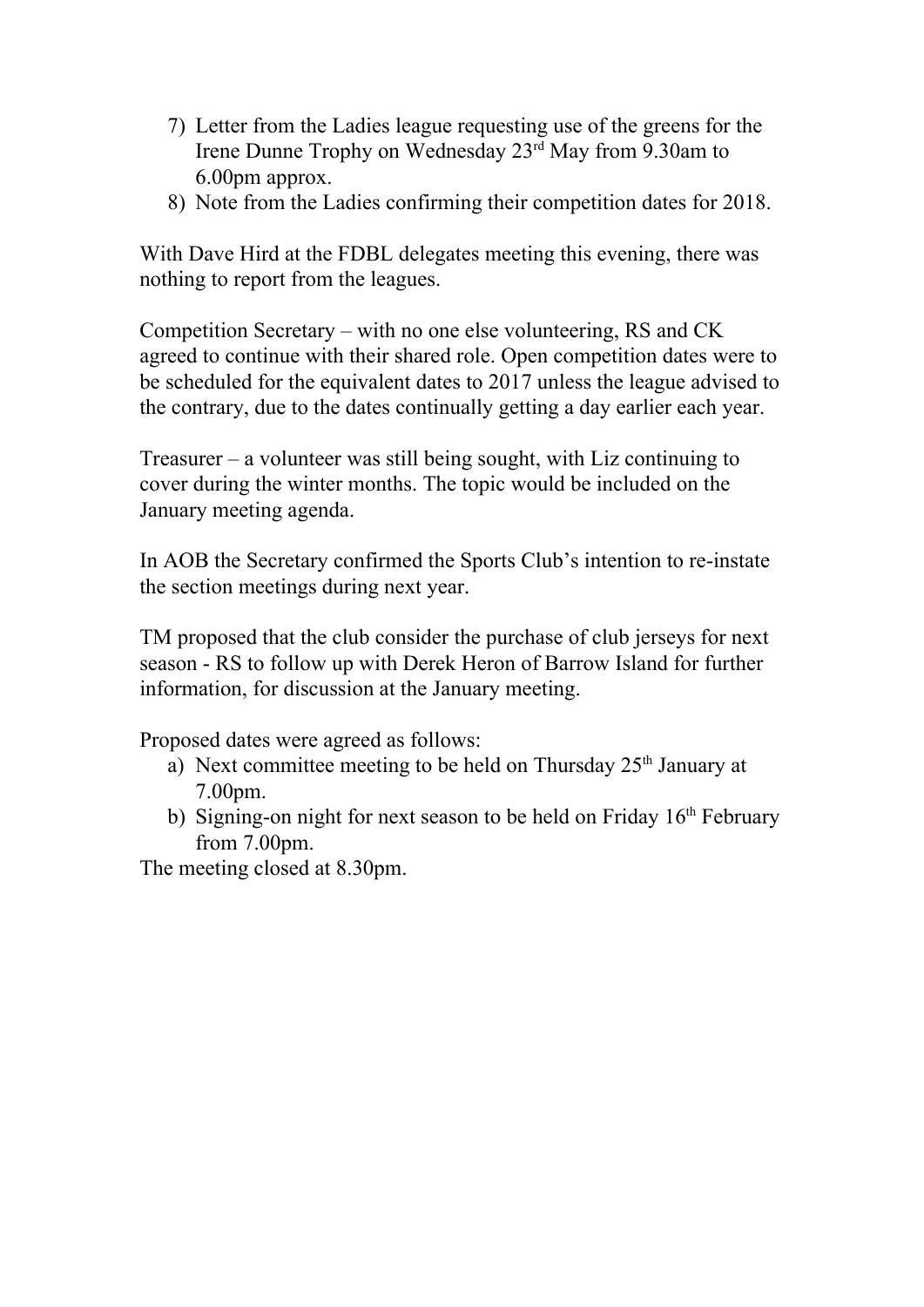7) Letter from the Ladies league requesting use of the greens for the Irene Dunne Trophy on Wednesday 23rd May from 9.30am to 6.00pm approx.
8) Note from the Ladies confirming their competition dates for 2018.

With Dave Hird at the FDBL delegates meeting this evening, there was nothing to report from the leagues.

Competition Secretary – with no one else volunteering, RS and CK agreed to continue with their shared role. Open competition dates were to be scheduled for the equivalent dates to 2017 unless the league advised to the contrary, due to the dates continually getting a day earlier each year.

Treasurer – a volunteer was still being sought, with Liz continuing to cover during the winter months. The topic would be included on the January meeting agenda.

In AOB the Secretary confirmed the Sports Club's intention to re-instate the section meetings during next year.

TM proposed that the club consider the purchase of club jerseys for next season - RS to follow up with Derek Heron of Barrow Island for further information, for discussion at the January meeting.

Proposed dates were agreed as follows:

a) Next committee meeting to be held on Thursday 25th January at 7.00pm.
b) Signing-on night for next season to be held on Friday 16th February from 7.00pm.

The meeting closed at 8.30pm.